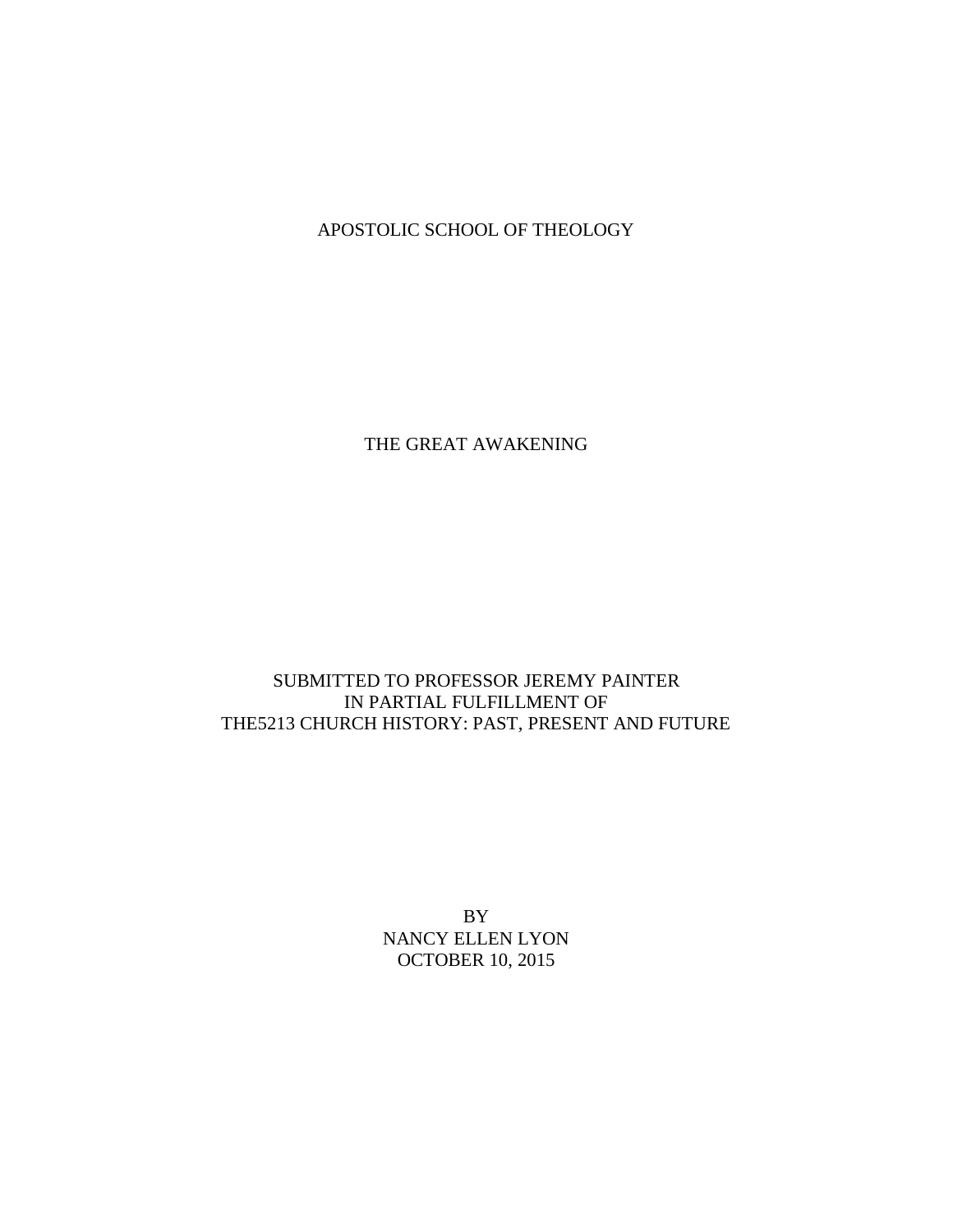APOSTOLIC SCHOOL OF THEOLOGY

# THE GREAT AWAKENING

SUBMITTED TO PROFESSOR JEREMY PAINTER
IN PARTIAL FULFILLMENT OF
THE5213 CHURCH HISTORY: PAST, PRESENT AND FUTURE

BY
NANCY ELLEN LYON
OCTOBER 10, 2015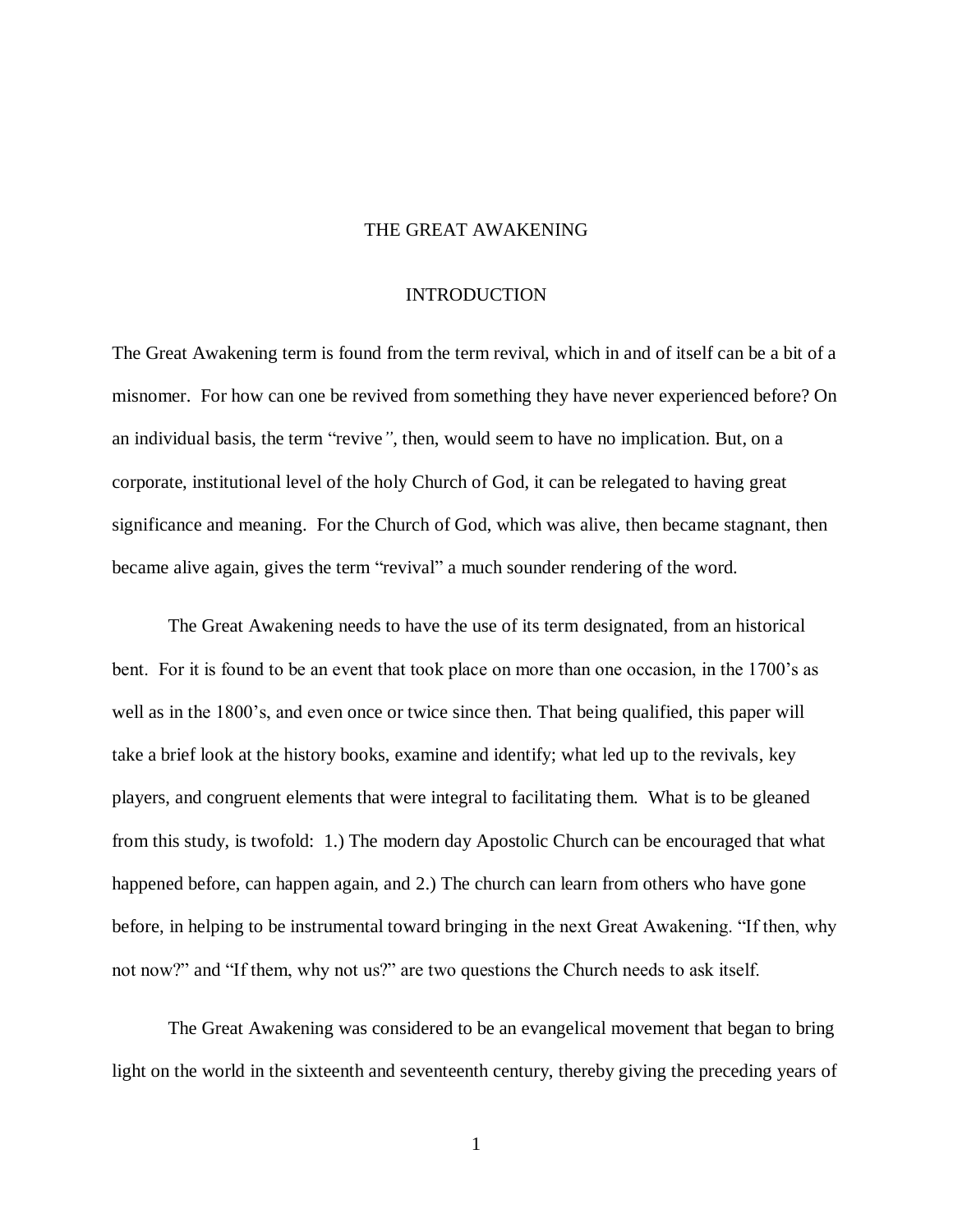# THE GREAT AWAKENING

## INTRODUCTION

The Great Awakening term is found from the term revival, which in and of itself can be a bit of a misnomer. For how can one be revived from something they have never experienced before? On an individual basis, the term "revive", then, would seem to have no implication. But, on a corporate, institutional level of the holy Church of God, it can be relegated to having great significance and meaning. For the Church of God, which was alive, then became stagnant, then became alive again, gives the term "revival" a much sounder rendering of the word.

The Great Awakening needs to have the use of its term designated, from an historical bent. For it is found to be an event that took place on more than one occasion, in the 1700's as well as in the 1800's, and even once or twice since then. That being qualified, this paper will take a brief look at the history books, examine and identify; what led up to the revivals, key players, and congruent elements that were integral to facilitating them. What is to be gleaned from this study, is twofold: 1.) The modern day Apostolic Church can be encouraged that what happened before, can happen again, and 2.) The church can learn from others who have gone before, in helping to be instrumental toward bringing in the next Great Awakening. "If then, why not now?" and "If them, why not us?" are two questions the Church needs to ask itself.

The Great Awakening was considered to be an evangelical movement that began to bring light on the world in the sixteenth and seventeenth century, thereby giving the preceding years of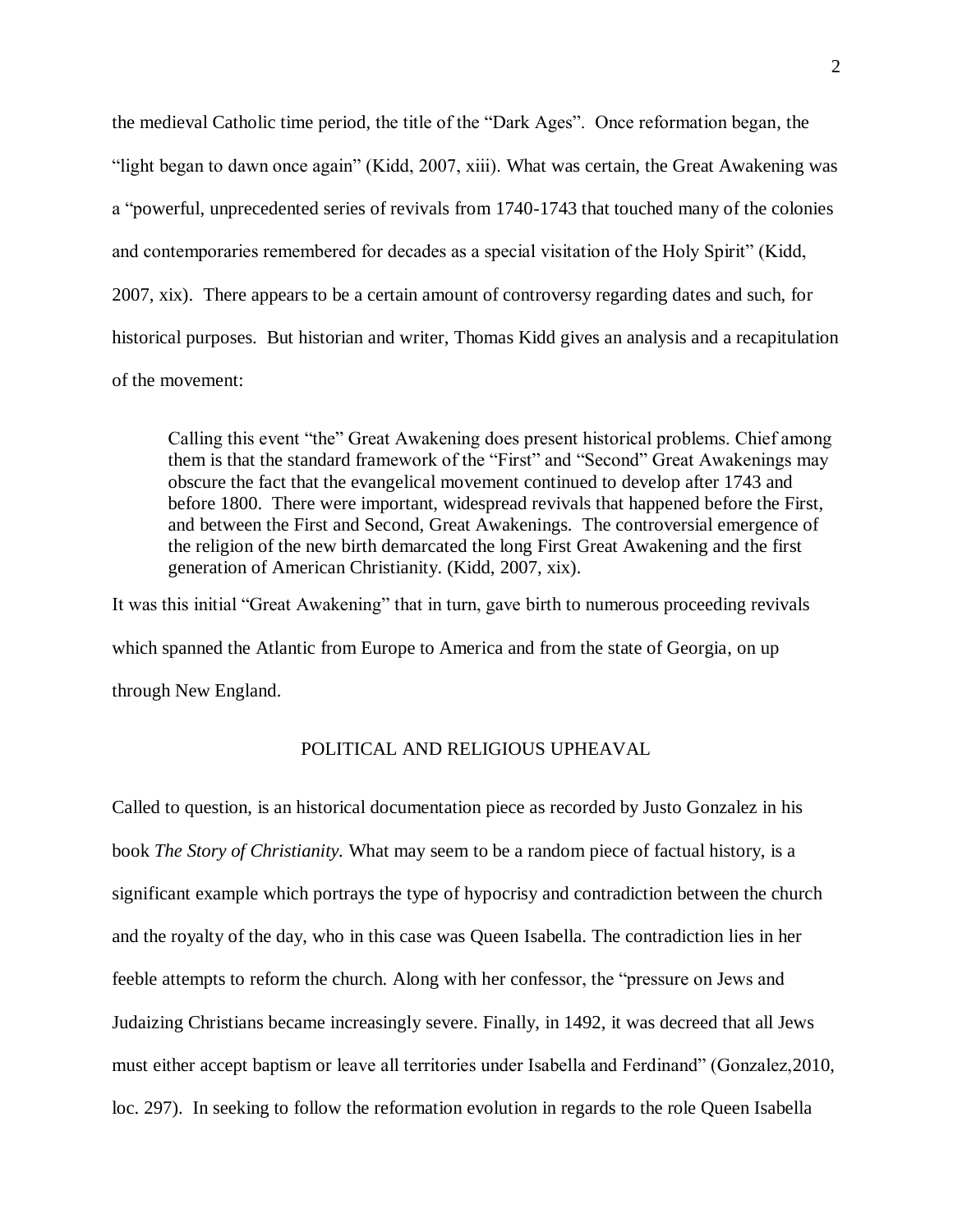the medieval Catholic time period, the title of the "Dark Ages". Once reformation began, the "light began to dawn once again" (Kidd, 2007, xiii). What was certain, the Great Awakening was a "powerful, unprecedented series of revivals from 1740-1743 that touched many of the colonies and contemporaries remembered for decades as a special visitation of the Holy Spirit" (Kidd, 2007, xix). There appears to be a certain amount of controversy regarding dates and such, for historical purposes. But historian and writer, Thomas Kidd gives an analysis and a recapitulation of the movement:

> Calling this event "the" Great Awakening does present historical problems. Chief among them is that the standard framework of the "First" and "Second" Great Awakenings may obscure the fact that the evangelical movement continued to develop after 1743 and before 1800. There were important, widespread revivals that happened before the First, and between the First and Second, Great Awakenings. The controversial emergence of the religion of the new birth demarcated the long First Great Awakening and the first generation of American Christianity. (Kidd, 2007, xix).

It was this initial "Great Awakening" that in turn, gave birth to numerous proceeding revivals which spanned the Atlantic from Europe to America and from the state of Georgia, on up through New England.

## POLITICAL AND RELIGIOUS UPHEAVAL

Called to question, is an historical documentation piece as recorded by Justo Gonzalez in his book *The Story of Christianity.* What may seem to be a random piece of factual history, is a significant example which portrays the type of hypocrisy and contradiction between the church and the royalty of the day, who in this case was Queen Isabella. The contradiction lies in her feeble attempts to reform the church. Along with her confessor, the "pressure on Jews and Judaizing Christians became increasingly severe. Finally, in 1492, it was decreed that all Jews must either accept baptism or leave all territories under Isabella and Ferdinand" (Gonzalez,2010, loc. 297). In seeking to follow the reformation evolution in regards to the role Queen Isabella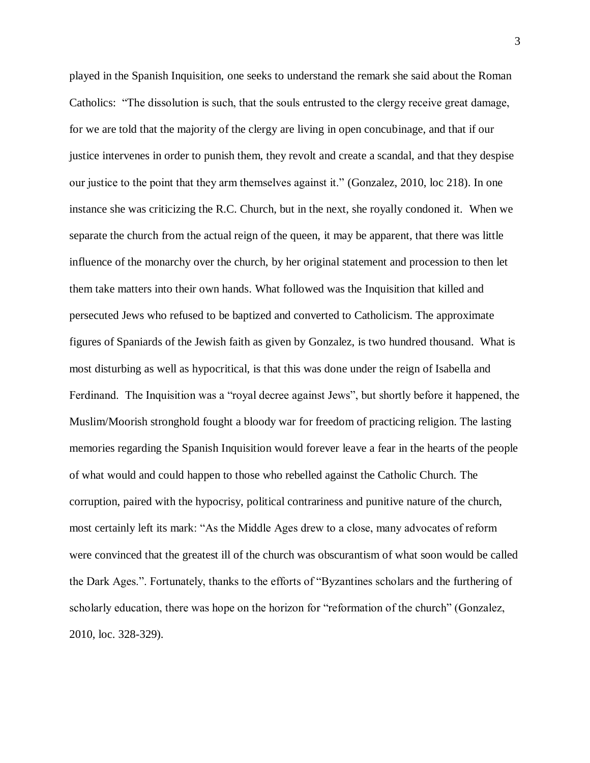played in the Spanish Inquisition, one seeks to understand the remark she said about the Roman Catholics: "The dissolution is such, that the souls entrusted to the clergy receive great damage, for we are told that the majority of the clergy are living in open concubinage, and that if our justice intervenes in order to punish them, they revolt and create a scandal, and that they despise our justice to the point that they arm themselves against it." (Gonzalez, 2010, loc 218). In one instance she was criticizing the R.C. Church, but in the next, she royally condoned it. When we separate the church from the actual reign of the queen, it may be apparent, that there was little influence of the monarchy over the church, by her original statement and procession to then let them take matters into their own hands. What followed was the Inquisition that killed and persecuted Jews who refused to be baptized and converted to Catholicism. The approximate figures of Spaniards of the Jewish faith as given by Gonzalez, is two hundred thousand. What is most disturbing as well as hypocritical, is that this was done under the reign of Isabella and Ferdinand. The Inquisition was a "royal decree against Jews", but shortly before it happened, the Muslim/Moorish stronghold fought a bloody war for freedom of practicing religion. The lasting memories regarding the Spanish Inquisition would forever leave a fear in the hearts of the people of what would and could happen to those who rebelled against the Catholic Church. The corruption, paired with the hypocrisy, political contrariness and punitive nature of the church, most certainly left its mark: "As the Middle Ages drew to a close, many advocates of reform were convinced that the greatest ill of the church was obscurantism of what soon would be called the Dark Ages.". Fortunately, thanks to the efforts of "Byzantines scholars and the furthering of scholarly education, there was hope on the horizon for "reformation of the church" (Gonzalez, 2010, loc. 328-329).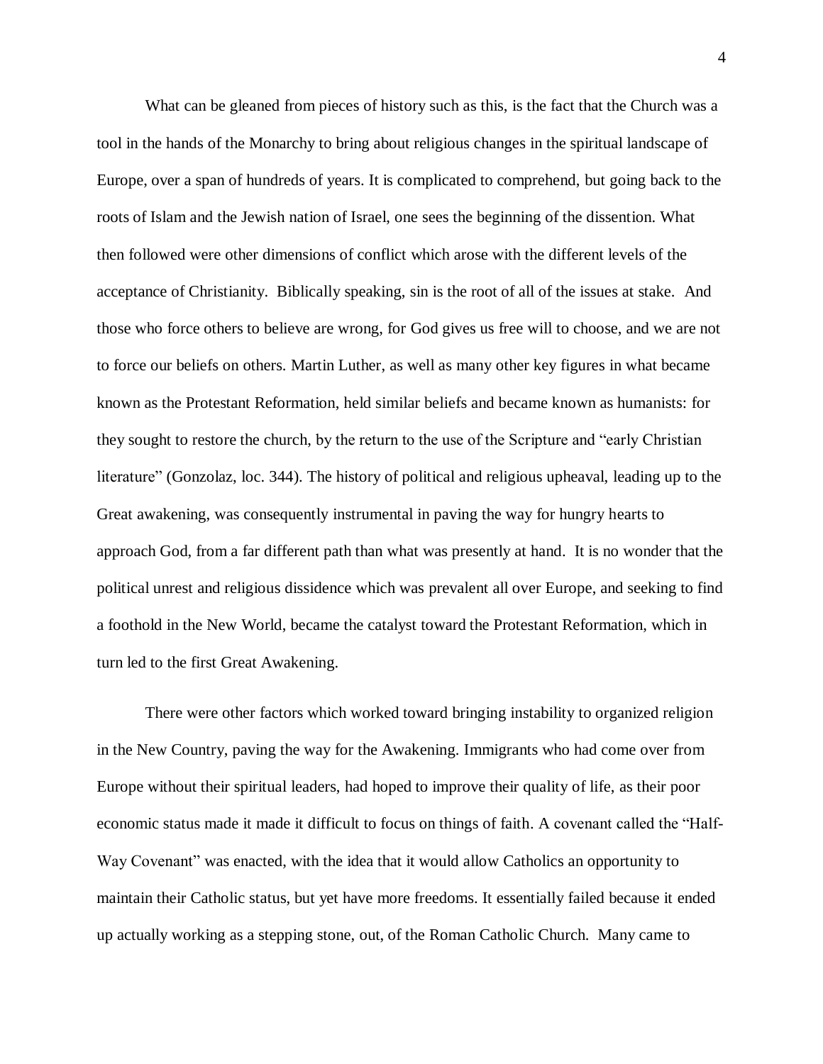What can be gleaned from pieces of history such as this, is the fact that the Church was a tool in the hands of the Monarchy to bring about religious changes in the spiritual landscape of Europe, over a span of hundreds of years. It is complicated to comprehend, but going back to the roots of Islam and the Jewish nation of Israel, one sees the beginning of the dissention. What then followed were other dimensions of conflict which arose with the different levels of the acceptance of Christianity. Biblically speaking, sin is the root of all of the issues at stake. And those who force others to believe are wrong, for God gives us free will to choose, and we are not to force our beliefs on others. Martin Luther, as well as many other key figures in what became known as the Protestant Reformation, held similar beliefs and became known as humanists: for they sought to restore the church, by the return to the use of the Scripture and "early Christian literature" (Gonzolaz, loc. 344). The history of political and religious upheaval, leading up to the Great awakening, was consequently instrumental in paving the way for hungry hearts to approach God, from a far different path than what was presently at hand. It is no wonder that the political unrest and religious dissidence which was prevalent all over Europe, and seeking to find a foothold in the New World, became the catalyst toward the Protestant Reformation, which in turn led to the first Great Awakening.

There were other factors which worked toward bringing instability to organized religion in the New Country, paving the way for the Awakening. Immigrants who had come over from Europe without their spiritual leaders, had hoped to improve their quality of life, as their poor economic status made it made it difficult to focus on things of faith. A covenant called the "Half-Way Covenant" was enacted, with the idea that it would allow Catholics an opportunity to maintain their Catholic status, but yet have more freedoms. It essentially failed because it ended up actually working as a stepping stone, out, of the Roman Catholic Church. Many came to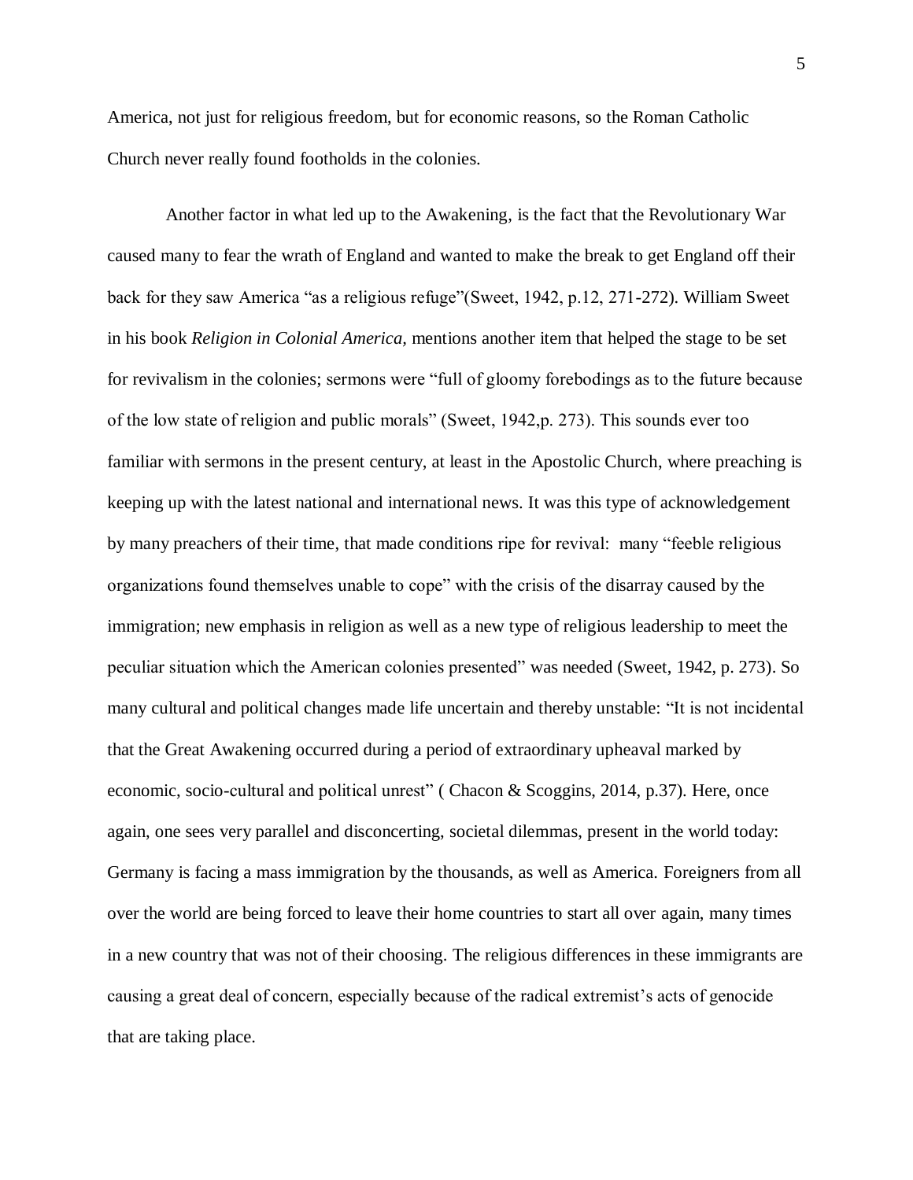America, not just for religious freedom, but for economic reasons, so the Roman Catholic Church never really found footholds in the colonies.

Another factor in what led up to the Awakening, is the fact that the Revolutionary War caused many to fear the wrath of England and wanted to make the break to get England off their back for they saw America "as a religious refuge"(Sweet, 1942, p.12, 271-272). William Sweet in his book *Religion in Colonial America,* mentions another item that helped the stage to be set for revivalism in the colonies; sermons were "full of gloomy forebodings as to the future because of the low state of religion and public morals" (Sweet, 1942,p. 273). This sounds ever too familiar with sermons in the present century, at least in the Apostolic Church, where preaching is keeping up with the latest national and international news. It was this type of acknowledgement by many preachers of their time, that made conditions ripe for revival: many "feeble religious organizations found themselves unable to cope" with the crisis of the disarray caused by the immigration; new emphasis in religion as well as a new type of religious leadership to meet the peculiar situation which the American colonies presented" was needed (Sweet, 1942, p. 273). So many cultural and political changes made life uncertain and thereby unstable: "It is not incidental that the Great Awakening occurred during a period of extraordinary upheaval marked by economic, socio-cultural and political unrest" ( Chacon & Scoggins, 2014, p.37). Here, once again, one sees very parallel and disconcerting, societal dilemmas, present in the world today: Germany is facing a mass immigration by the thousands, as well as America. Foreigners from all over the world are being forced to leave their home countries to start all over again, many times in a new country that was not of their choosing. The religious differences in these immigrants are causing a great deal of concern, especially because of the radical extremist's acts of genocide that are taking place.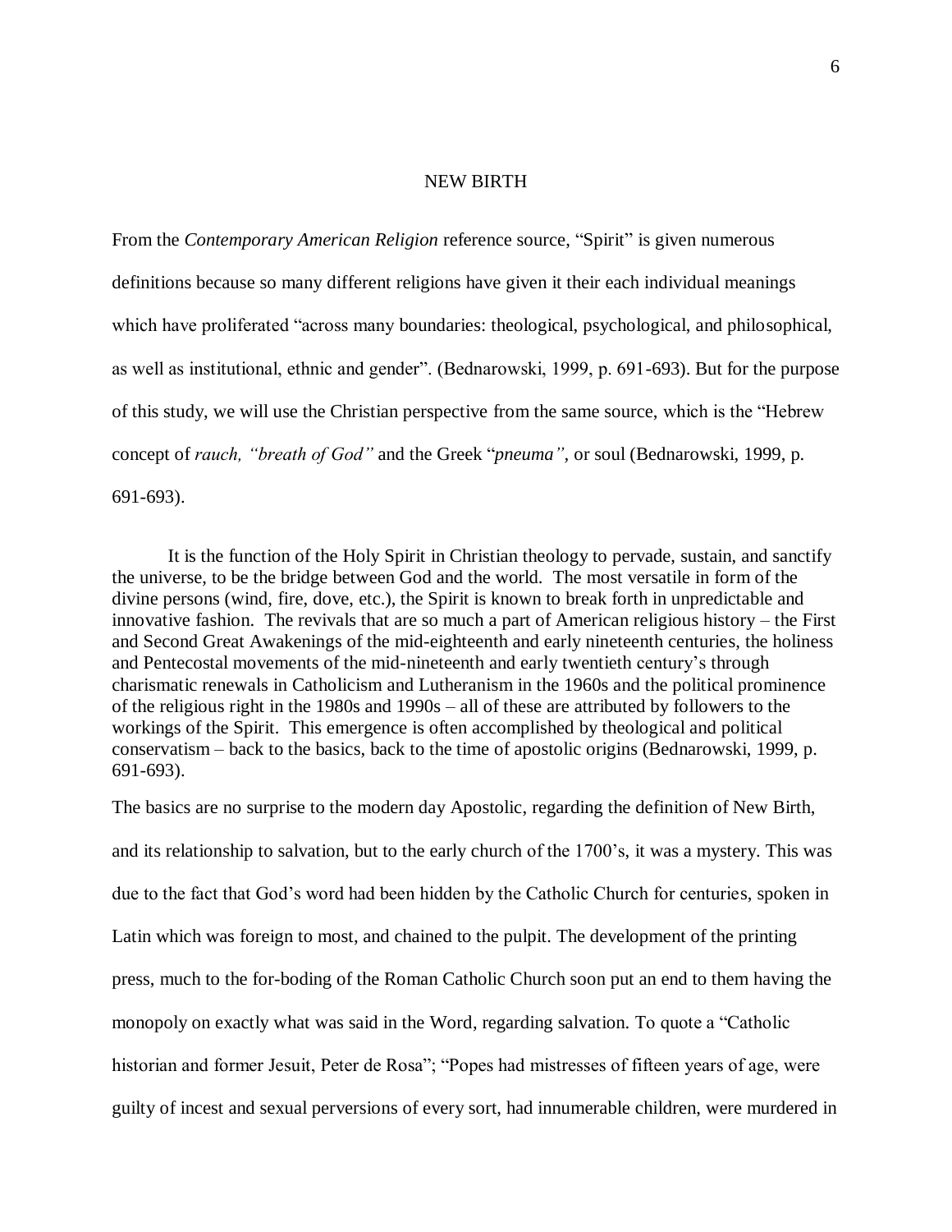# NEW BIRTH

From the *Contemporary American Religion* reference source, “Spirit” is given numerous definitions because so many different religions have given it their each individual meanings which have proliferated “across many boundaries: theological, psychological, and philosophical, as well as institutional, ethnic and gender”. (Bednarowski, 1999, p. 691-693). But for the purpose of this study, we will use the Christian perspective from the same source, which is the “Hebrew concept of *rauch, “breath of God”* and the Greek “*pneuma”,* or soul (Bednarowski, 1999, p. 691-693).

> It is the function of the Holy Spirit in Christian theology to pervade, sustain, and sanctify the universe, to be the bridge between God and the world. The most versatile in form of the divine persons (wind, fire, dove, etc.), the Spirit is known to break forth in unpredictable and innovative fashion. The revivals that are so much a part of American religious history – the First and Second Great Awakenings of the mid-eighteenth and early nineteenth centuries, the holiness and Pentecostal movements of the mid-nineteenth and early twentieth century’s through charismatic renewals in Catholicism and Lutheranism in the 1960s and the political prominence of the religious right in the 1980s and 1990s – all of these are attributed by followers to the workings of the Spirit. This emergence is often accomplished by theological and political conservatism – back to the basics, back to the time of apostolic origins (Bednarowski, 1999, p. 691-693).

The basics are no surprise to the modern day Apostolic, regarding the definition of New Birth, and its relationship to salvation, but to the early church of the 1700’s, it was a mystery. This was due to the fact that God’s word had been hidden by the Catholic Church for centuries, spoken in Latin which was foreign to most, and chained to the pulpit. The development of the printing press, much to the for-boding of the Roman Catholic Church soon put an end to them having the monopoly on exactly what was said in the Word, regarding salvation. To quote a “Catholic historian and former Jesuit, Peter de Rosa”; “Popes had mistresses of fifteen years of age, were guilty of incest and sexual perversions of every sort, had innumerable children, were murdered in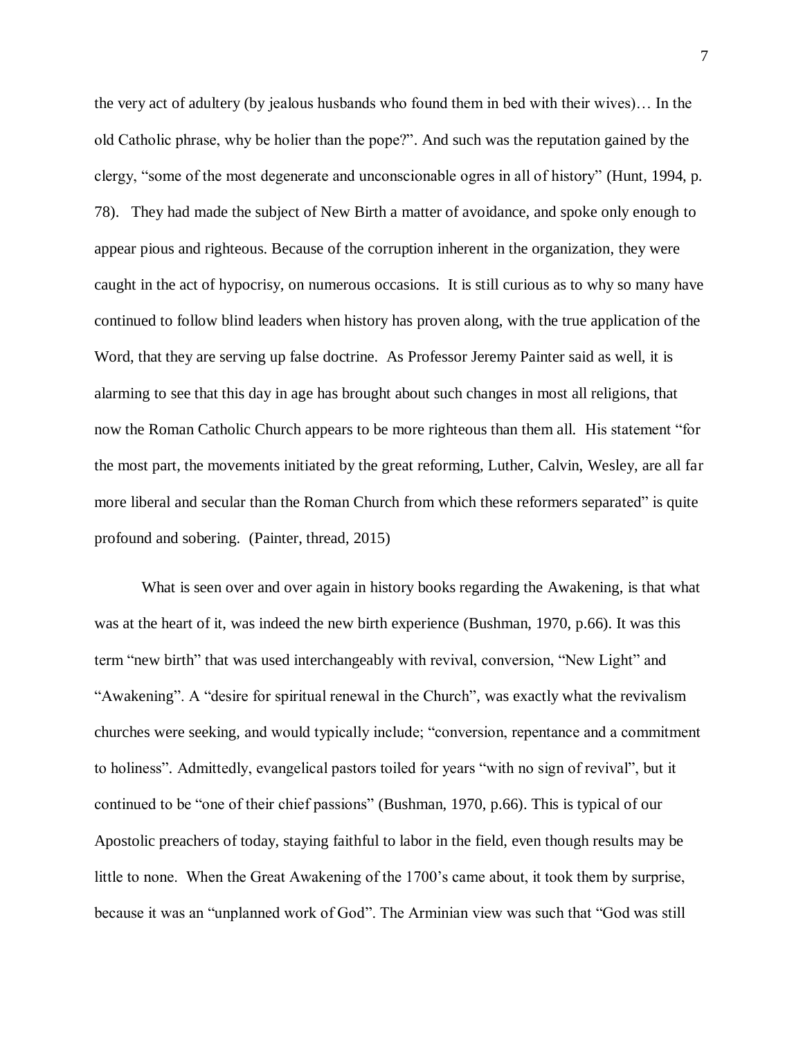the very act of adultery (by jealous husbands who found them in bed with their wives)… In the old Catholic phrase, why be holier than the pope?". And such was the reputation gained by the clergy, "some of the most degenerate and unconscionable ogres in all of history" (Hunt, 1994, p. 78). They had made the subject of New Birth a matter of avoidance, and spoke only enough to appear pious and righteous. Because of the corruption inherent in the organization, they were caught in the act of hypocrisy, on numerous occasions. It is still curious as to why so many have continued to follow blind leaders when history has proven along, with the true application of the Word, that they are serving up false doctrine. As Professor Jeremy Painter said as well, it is alarming to see that this day in age has brought about such changes in most all religions, that now the Roman Catholic Church appears to be more righteous than them all. His statement "for the most part, the movements initiated by the great reforming, Luther, Calvin, Wesley, are all far more liberal and secular than the Roman Church from which these reformers separated" is quite profound and sobering. (Painter, thread, 2015)

What is seen over and over again in history books regarding the Awakening, is that what was at the heart of it, was indeed the new birth experience (Bushman, 1970, p.66). It was this term "new birth" that was used interchangeably with revival, conversion, "New Light" and "Awakening". A "desire for spiritual renewal in the Church", was exactly what the revivalism churches were seeking, and would typically include; "conversion, repentance and a commitment to holiness". Admittedly, evangelical pastors toiled for years "with no sign of revival", but it continued to be "one of their chief passions" (Bushman, 1970, p.66). This is typical of our Apostolic preachers of today, staying faithful to labor in the field, even though results may be little to none. When the Great Awakening of the 1700's came about, it took them by surprise, because it was an "unplanned work of God". The Arminian view was such that "God was still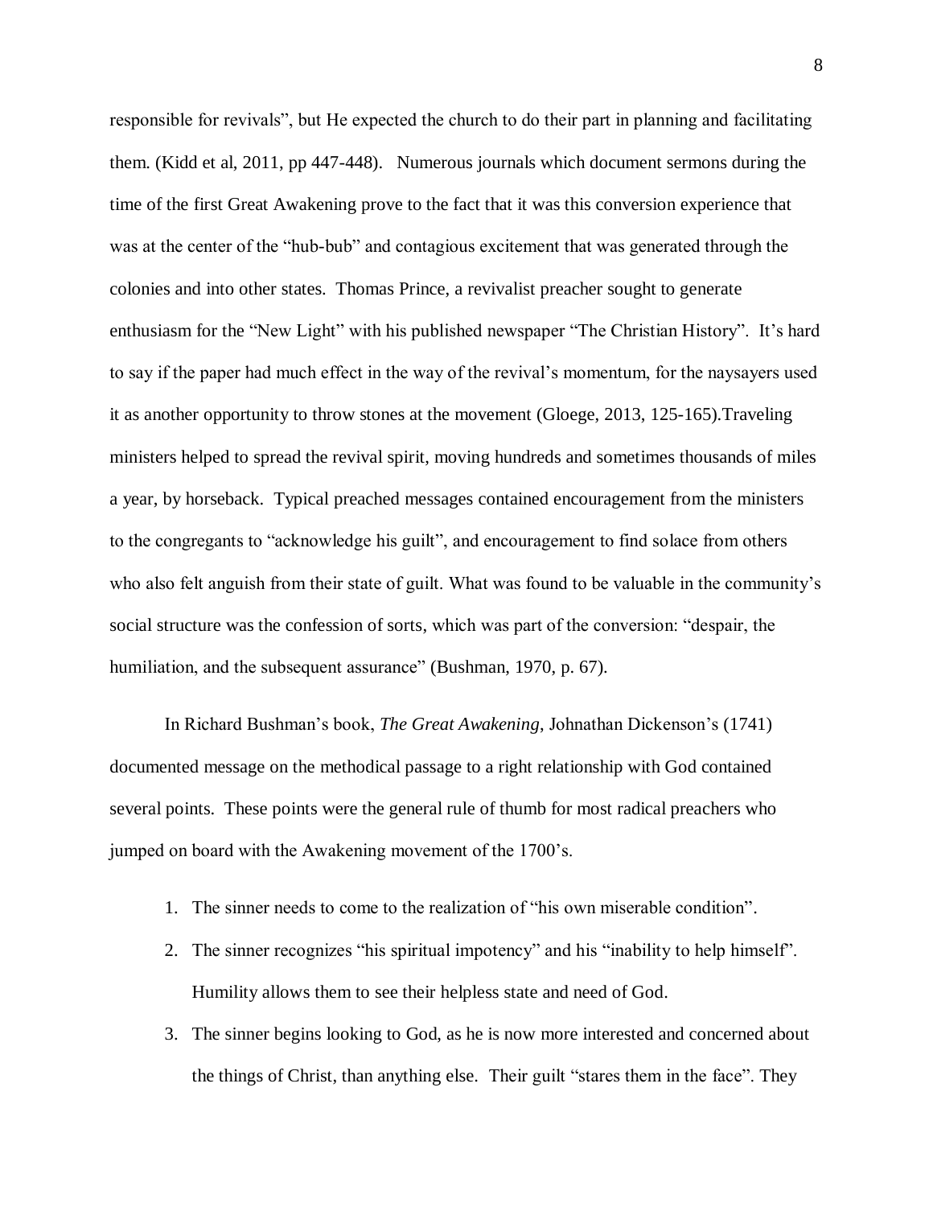responsible for revivals", but He expected the church to do their part in planning and facilitating them. (Kidd et al, 2011, pp 447-448). Numerous journals which document sermons during the time of the first Great Awakening prove to the fact that it was this conversion experience that was at the center of the "hub-bub" and contagious excitement that was generated through the colonies and into other states. Thomas Prince, a revivalist preacher sought to generate enthusiasm for the "New Light" with his published newspaper "The Christian History". It's hard to say if the paper had much effect in the way of the revival's momentum, for the naysayers used it as another opportunity to throw stones at the movement (Gloege, 2013, 125-165).Traveling ministers helped to spread the revival spirit, moving hundreds and sometimes thousands of miles a year, by horseback. Typical preached messages contained encouragement from the ministers to the congregants to "acknowledge his guilt", and encouragement to find solace from others who also felt anguish from their state of guilt. What was found to be valuable in the community's social structure was the confession of sorts, which was part of the conversion: "despair, the humiliation, and the subsequent assurance" (Bushman, 1970, p. 67).

In Richard Bushman's book, *The Great Awakening*, Johnathan Dickenson's (1741) documented message on the methodical passage to a right relationship with God contained several points. These points were the general rule of thumb for most radical preachers who jumped on board with the Awakening movement of the 1700's.

1. The sinner needs to come to the realization of "his own miserable condition".
2. The sinner recognizes "his spiritual impotency" and his "inability to help himself". Humility allows them to see their helpless state and need of God.
3. The sinner begins looking to God, as he is now more interested and concerned about the things of Christ, than anything else. Their guilt "stares them in the face". They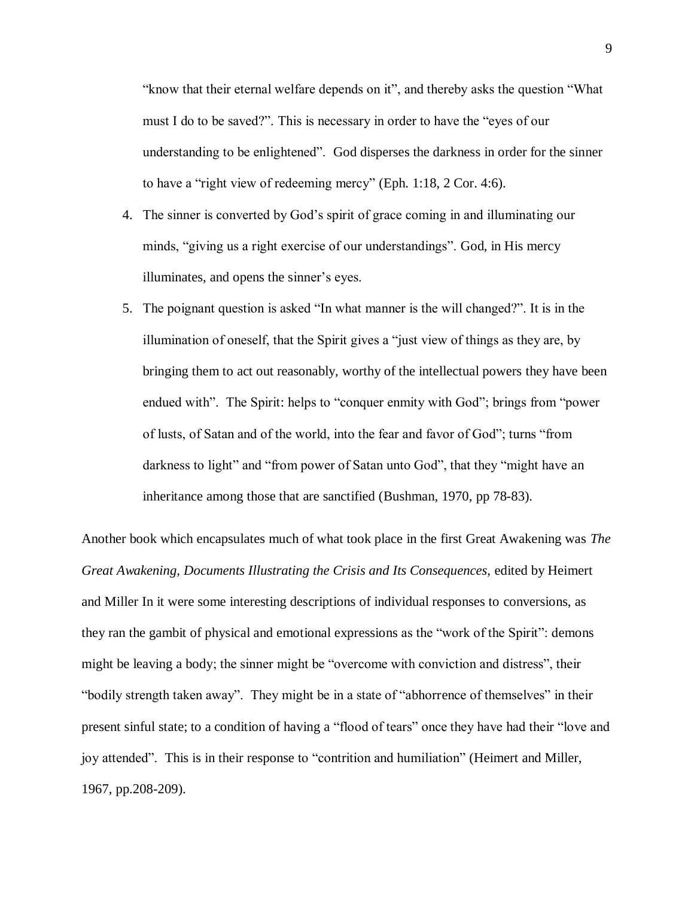"know that their eternal welfare depends on it", and thereby asks the question "What must I do to be saved?". This is necessary in order to have the "eyes of our understanding to be enlightened". God disperses the darkness in order for the sinner to have a "right view of redeeming mercy" (Eph. 1:18, 2 Cor. 4:6).

4. The sinner is converted by God's spirit of grace coming in and illuminating our minds, "giving us a right exercise of our understandings". God, in His mercy illuminates, and opens the sinner's eyes.
5. The poignant question is asked "In what manner is the will changed?". It is in the illumination of oneself, that the Spirit gives a "just view of things as they are, by bringing them to act out reasonably, worthy of the intellectual powers they have been endued with". The Spirit: helps to "conquer enmity with God"; brings from "power of lusts, of Satan and of the world, into the fear and favor of God"; turns "from darkness to light" and "from power of Satan unto God", that they "might have an inheritance among those that are sanctified (Bushman, 1970, pp 78-83).

Another book which encapsulates much of what took place in the first Great Awakening was *The Great Awakening, Documents Illustrating the Crisis and Its Consequences,* edited by Heimert and Miller In it were some interesting descriptions of individual responses to conversions, as they ran the gambit of physical and emotional expressions as the "work of the Spirit": demons might be leaving a body; the sinner might be "overcome with conviction and distress", their "bodily strength taken away". They might be in a state of "abhorrence of themselves" in their present sinful state; to a condition of having a "flood of tears" once they have had their "love and joy attended". This is in their response to "contrition and humiliation" (Heimert and Miller, 1967, pp.208-209).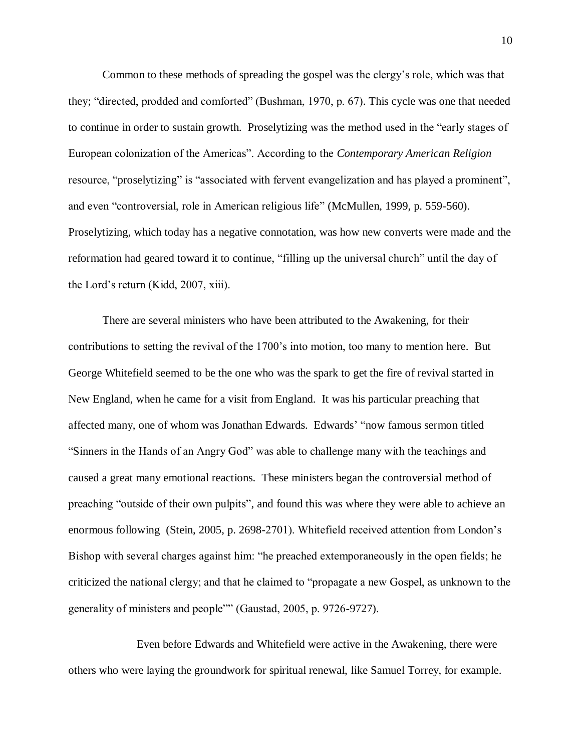Common to these methods of spreading the gospel was the clergy's role, which was that they; "directed, prodded and comforted" (Bushman, 1970, p. 67). This cycle was one that needed to continue in order to sustain growth. Proselytizing was the method used in the "early stages of European colonization of the Americas". According to the *Contemporary American Religion* resource, "proselytizing" is "associated with fervent evangelization and has played a prominent", and even "controversial, role in American religious life" (McMullen, 1999, p. 559-560). Proselytizing, which today has a negative connotation, was how new converts were made and the reformation had geared toward it to continue, "filling up the universal church" until the day of the Lord's return (Kidd, 2007, xiii).

There are several ministers who have been attributed to the Awakening, for their contributions to setting the revival of the 1700's into motion, too many to mention here. But George Whitefield seemed to be the one who was the spark to get the fire of revival started in New England, when he came for a visit from England. It was his particular preaching that affected many, one of whom was Jonathan Edwards. Edwards' "now famous sermon titled "Sinners in the Hands of an Angry God" was able to challenge many with the teachings and caused a great many emotional reactions. These ministers began the controversial method of preaching "outside of their own pulpits", and found this was where they were able to achieve an enormous following (Stein, 2005, p. 2698-2701). Whitefield received attention from London's Bishop with several charges against him: "he preached extemporaneously in the open fields; he criticized the national clergy; and that he claimed to "propagate a new Gospel, as unknown to the generality of ministers and people"" (Gaustad, 2005, p. 9726-9727).

Even before Edwards and Whitefield were active in the Awakening, there were others who were laying the groundwork for spiritual renewal, like Samuel Torrey, for example.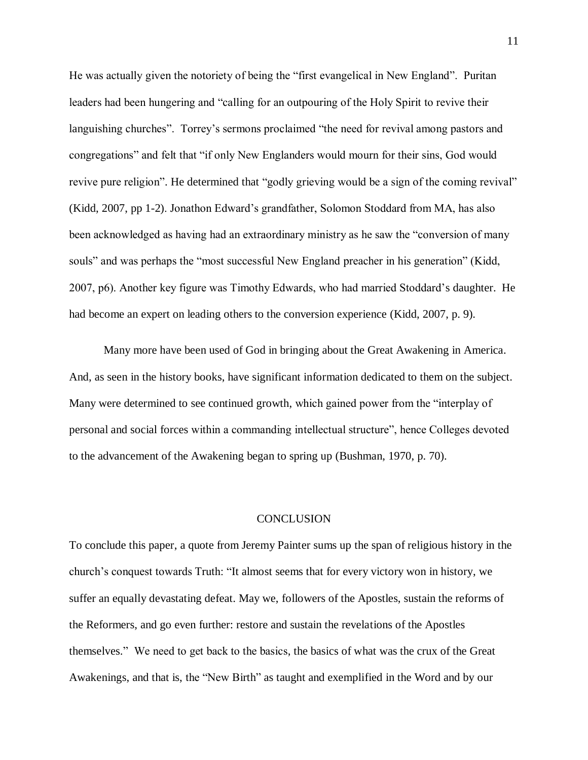He was actually given the notoriety of being the "first evangelical in New England". Puritan leaders had been hungering and "calling for an outpouring of the Holy Spirit to revive their languishing churches". Torrey's sermons proclaimed "the need for revival among pastors and congregations" and felt that "if only New Englanders would mourn for their sins, God would revive pure religion". He determined that "godly grieving would be a sign of the coming revival" (Kidd, 2007, pp 1-2). Jonathon Edward's grandfather, Solomon Stoddard from MA, has also been acknowledged as having had an extraordinary ministry as he saw the "conversion of many souls" and was perhaps the "most successful New England preacher in his generation" (Kidd, 2007, p6). Another key figure was Timothy Edwards, who had married Stoddard's daughter. He had become an expert on leading others to the conversion experience (Kidd, 2007, p. 9).

Many more have been used of God in bringing about the Great Awakening in America. And, as seen in the history books, have significant information dedicated to them on the subject. Many were determined to see continued growth, which gained power from the "interplay of personal and social forces within a commanding intellectual structure", hence Colleges devoted to the advancement of the Awakening began to spring up (Bushman, 1970, p. 70).

## CONCLUSION

To conclude this paper, a quote from Jeremy Painter sums up the span of religious history in the church's conquest towards Truth: "It almost seems that for every victory won in history, we suffer an equally devastating defeat. May we, followers of the Apostles, sustain the reforms of the Reformers, and go even further: restore and sustain the revelations of the Apostles themselves." We need to get back to the basics, the basics of what was the crux of the Great Awakenings, and that is, the "New Birth" as taught and exemplified in the Word and by our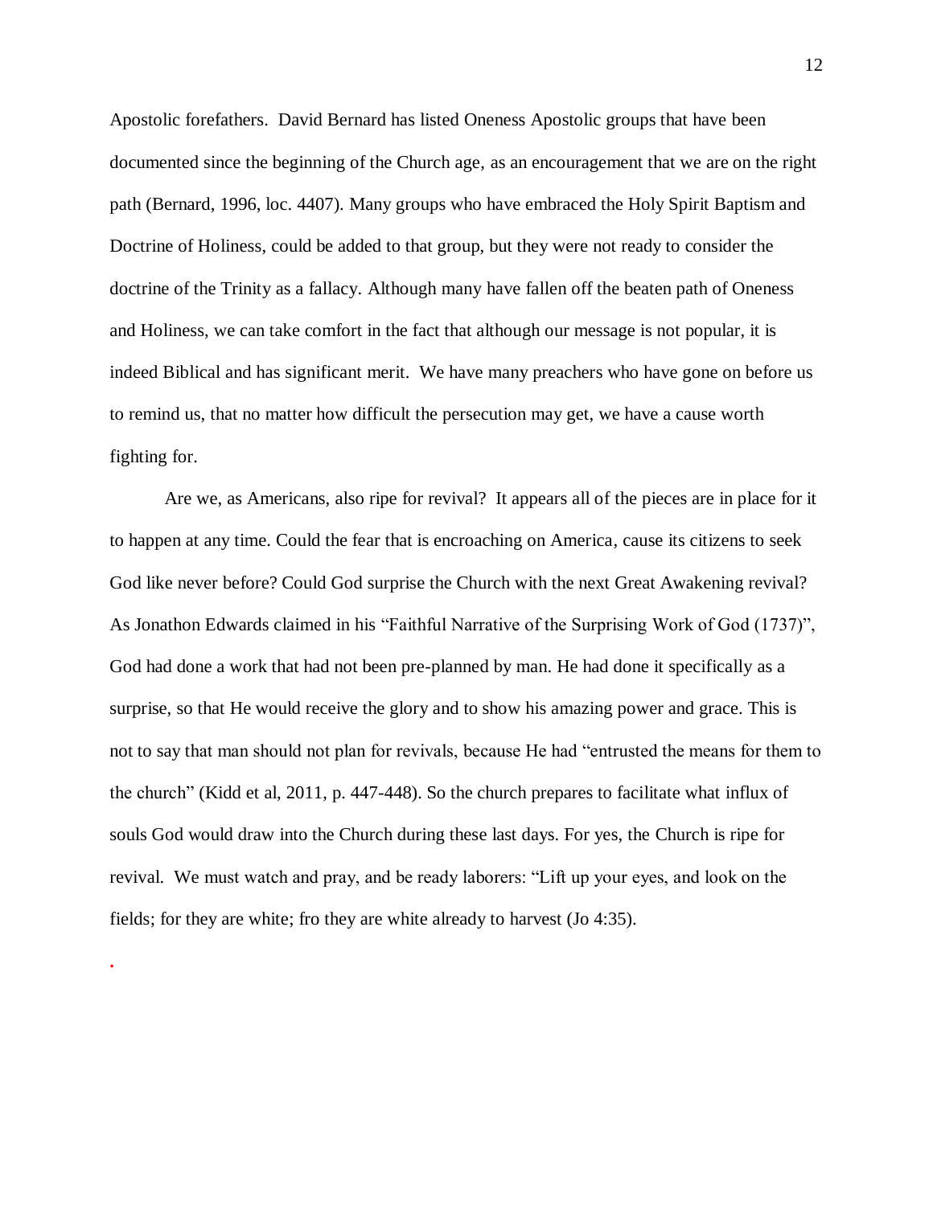Apostolic forefathers. David Bernard has listed Oneness Apostolic groups that have been documented since the beginning of the Church age, as an encouragement that we are on the right path (Bernard, 1996, loc. 4407). Many groups who have embraced the Holy Spirit Baptism and Doctrine of Holiness, could be added to that group, but they were not ready to consider the doctrine of the Trinity as a fallacy. Although many have fallen off the beaten path of Oneness and Holiness, we can take comfort in the fact that although our message is not popular, it is indeed Biblical and has significant merit. We have many preachers who have gone on before us to remind us, that no matter how difficult the persecution may get, we have a cause worth fighting for.

Are we, as Americans, also ripe for revival? It appears all of the pieces are in place for it to happen at any time. Could the fear that is encroaching on America, cause its citizens to seek God like never before? Could God surprise the Church with the next Great Awakening revival? As Jonathon Edwards claimed in his "Faithful Narrative of the Surprising Work of God (1737)", God had done a work that had not been pre-planned by man. He had done it specifically as a surprise, so that He would receive the glory and to show his amazing power and grace. This is not to say that man should not plan for revivals, because He had "entrusted the means for them to the church" (Kidd et al, 2011, p. 447-448). So the church prepares to facilitate what influx of souls God would draw into the Church during these last days. For yes, the Church is ripe for revival. We must watch and pray, and be ready laborers: "Lift up your eyes, and look on the fields; for they are white; fro they are white already to harvest (Jo 4:35).

.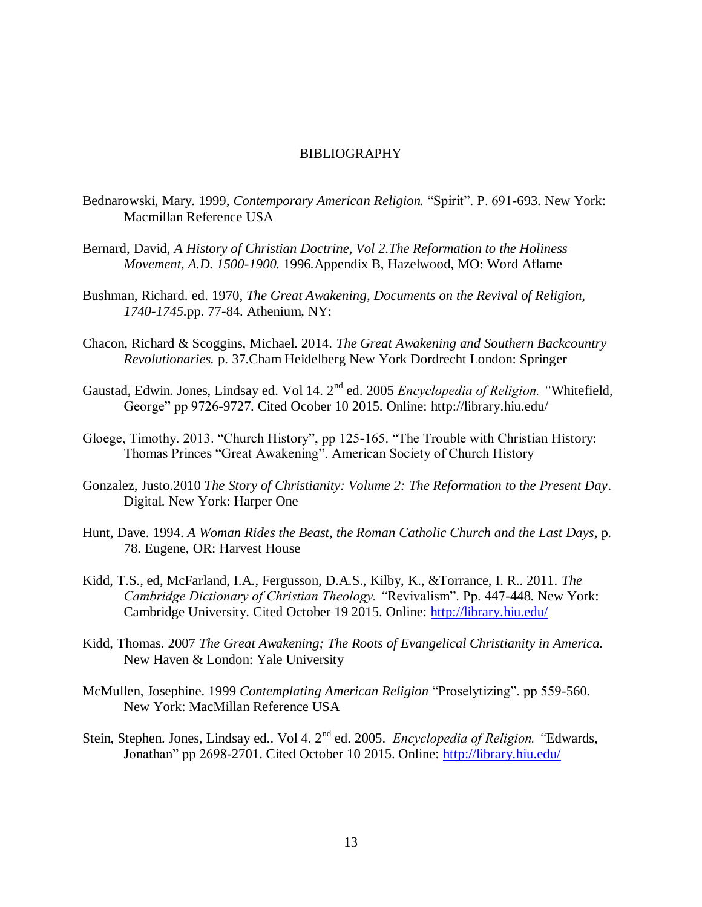# BIBLIOGRAPHY

Bednarowski, Mary. 1999, *Contemporary American Religion.* "Spirit". P. 691-693. New York: Macmillan Reference USA

Bernard, David, *A History of Christian Doctrine, Vol 2.The Reformation to the Holiness Movement, A.D. 1500-1900.* 1996.Appendix B, Hazelwood, MO: Word Aflame

Bushman, Richard. ed. 1970, *The Great Awakening, Documents on the Revival of Religion, 1740-1745.*pp. 77-84. Athenium, NY:

Chacon, Richard & Scoggins, Michael. 2014. *The Great Awakening and Southern Backcountry Revolutionaries.* p. 37.Cham Heidelberg New York Dordrecht London: Springer

Gaustad, Edwin. Jones, Lindsay ed. Vol 14. 2nd ed. 2005 *Encyclopedia of Religion. "*Whitefield, George" pp 9726-9727. Cited Ocober 10 2015. Online: http://library.hiu.edu/

Gloege, Timothy. 2013. "Church History", pp 125-165. "The Trouble with Christian History: Thomas Princes "Great Awakening". American Society of Church History

Gonzalez, Justo.2010 *The Story of Christianity: Volume 2: The Reformation to the Present Day*. Digital. New York: Harper One

Hunt, Dave. 1994. *A Woman Rides the Beast, the Roman Catholic Church and the Last Days*, p. 78. Eugene, OR: Harvest House

Kidd, T.S., ed, McFarland, I.A., Fergusson, D.A.S., Kilby, K., &Torrance, I. R.. 2011. *The Cambridge Dictionary of Christian Theology. "*Revivalism". Pp. 447-448. New York: Cambridge University. Cited October 19 2015. Online: http://library.hiu.edu/

Kidd, Thomas. 2007 *The Great Awakening; The Roots of Evangelical Christianity in America.* New Haven & London: Yale University

McMullen, Josephine. 1999 *Contemplating American Religion* "Proselytizing". pp 559-560. New York: MacMillan Reference USA

Stein, Stephen. Jones, Lindsay ed.. Vol 4. 2nd ed. 2005. *Encyclopedia of Religion. "*Edwards, Jonathan" pp 2698-2701. Cited October 10 2015. Online: http://library.hiu.edu/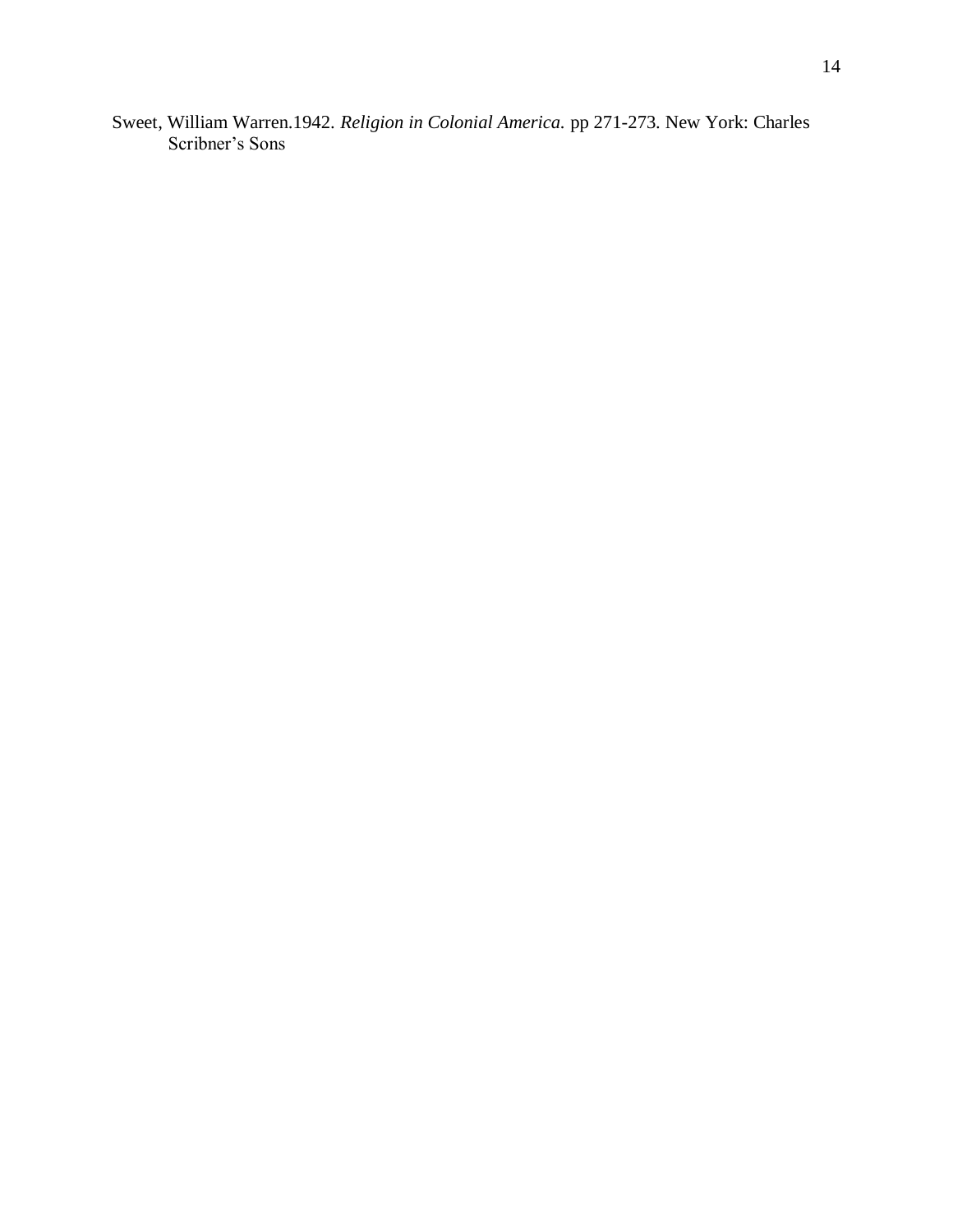Sweet, William Warren.1942. *Religion in Colonial America.* pp 271-273. New York: Charles Scribner's Sons